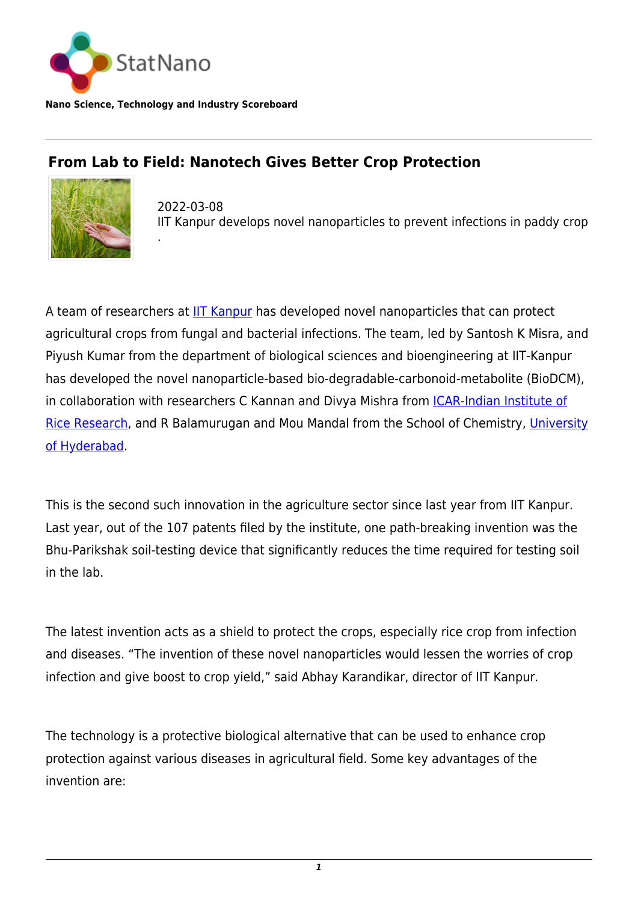StatNano

**Nano Science, Technology and Industry Scoreboard**

# From Lab to Field: Nanotech Gives Better Crop Protection

2022-03-08

IIT Kanpur develops novel nanoparticles to prevent infections in paddy crop

.

A team of researchers at IIT Kanpur has developed novel nanoparticles that can protect agricultural crops from fungal and bacterial infections. The team, led by Santosh K Misra, and Piyush Kumar from the department of biological sciences and bioengineering at IIT-Kanpur has developed the novel nanoparticle-based bio-degradable-carbonoid-metabolite (BioDCM), in collaboration with researchers C Kannan and Divya Mishra from ICAR-Indian Institute of Rice Research, and R Balamurugan and Mou Mandal from the School of Chemistry, University of Hyderabad.

This is the second such innovation in the agriculture sector since last year from IIT Kanpur. Last year, out of the 107 patents filed by the institute, one path-breaking invention was the Bhu-Parikshak soil-testing device that significantly reduces the time required for testing soil in the lab.

The latest invention acts as a shield to protect the crops, especially rice crop from infection and diseases. “The invention of these novel nanoparticles would lessen the worries of crop infection and give boost to crop yield,” said Abhay Karandikar, director of IIT Kanpur.

The technology is a protective biological alternative that can be used to enhance crop protection against various diseases in agricultural field. Some key advantages of the invention are: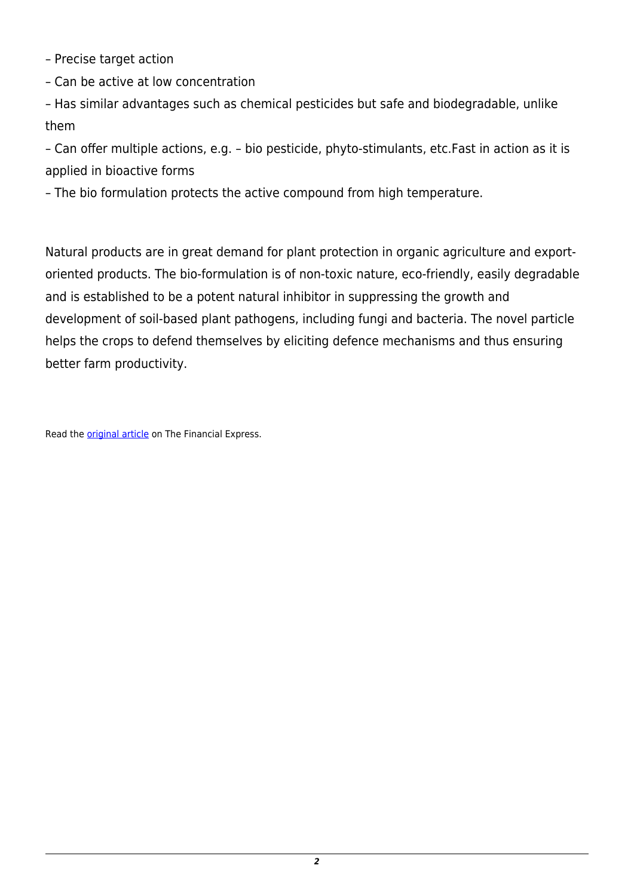– Precise target action

– Can be active at low concentration

– Has similar advantages such as chemical pesticides but safe and biodegradable, unlike them

– Can offer multiple actions, e.g. – bio pesticide, phyto-stimulants, etc.Fast in action as it is applied in bioactive forms

– The bio formulation protects the active compound from high temperature.

Natural products are in great demand for plant protection in organic agriculture and export-oriented products. The bio-formulation is of non-toxic nature, eco-friendly, easily degradable and is established to be a potent natural inhibitor in suppressing the growth and development of soil-based plant pathogens, including fungi and bacteria. The novel particle helps the crops to defend themselves by eliciting defence mechanisms and thus ensuring better farm productivity.

Read the original article on The Financial Express.